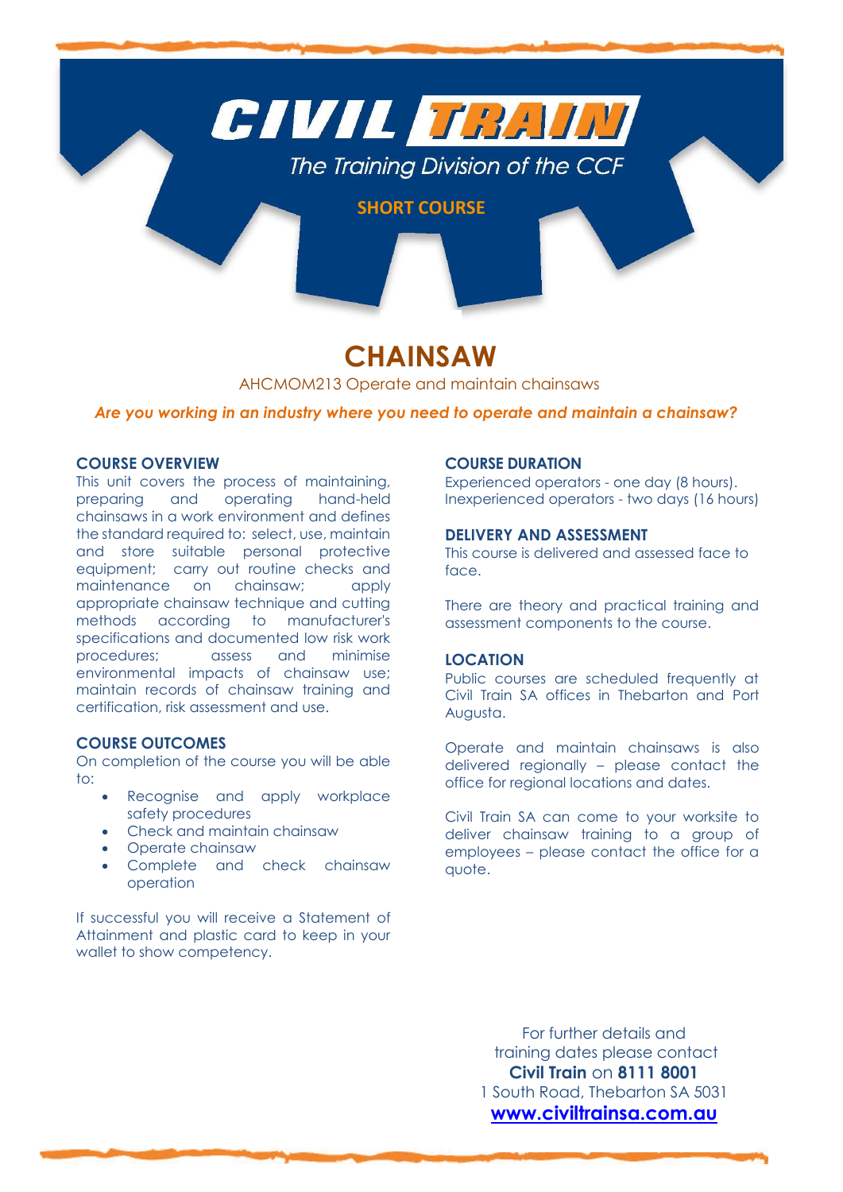**CIVIL TRAIN**

*The Training Division of the CCF*

**SHORT COURSE**

# CHAINSAW

AHCMOM213 Operate and maintain chainsaws

***Are you working in an industry where you need to operate and maintain a chainsaw?***

## COURSE OVERVIEW

This unit covers the process of maintaining, preparing and operating hand-held chainsaws in a work environment and defines the standard required to: select, use, maintain and store suitable personal protective equipment; carry out routine checks and maintenance on chainsaw; apply appropriate chainsaw technique and cutting methods according to manufacturer's specifications and documented low risk work procedures; assess and minimise environmental impacts of chainsaw use; maintain records of chainsaw training and certification, risk assessment and use.

## COURSE OUTCOMES

On completion of the course you will be able to:

- Recognise and apply workplace safety procedures
- Check and maintain chainsaw
- Operate chainsaw
- Complete and check chainsaw operation

If successful you will receive a Statement of Attainment and plastic card to keep in your wallet to show competency.

## COURSE DURATION

Experienced operators - one day (8 hours).
Inexperienced operators - two days (16 hours)

## DELIVERY AND ASSESSMENT

This course is delivered and assessed face to face.

There are theory and practical training and assessment components to the course.

## LOCATION

Public courses are scheduled frequently at Civil Train SA offices in Thebarton and Port Augusta.

Operate and maintain chainsaws is also delivered regionally – please contact the office for regional locations and dates.

Civil Train SA can come to your worksite to deliver chainsaw training to a group of employees – please contact the office for a quote.

For further details and training dates please contact
**Civil Train** on **8111 8001**
1 South Road, Thebarton SA 5031
**www.civiltrainsa.com.au**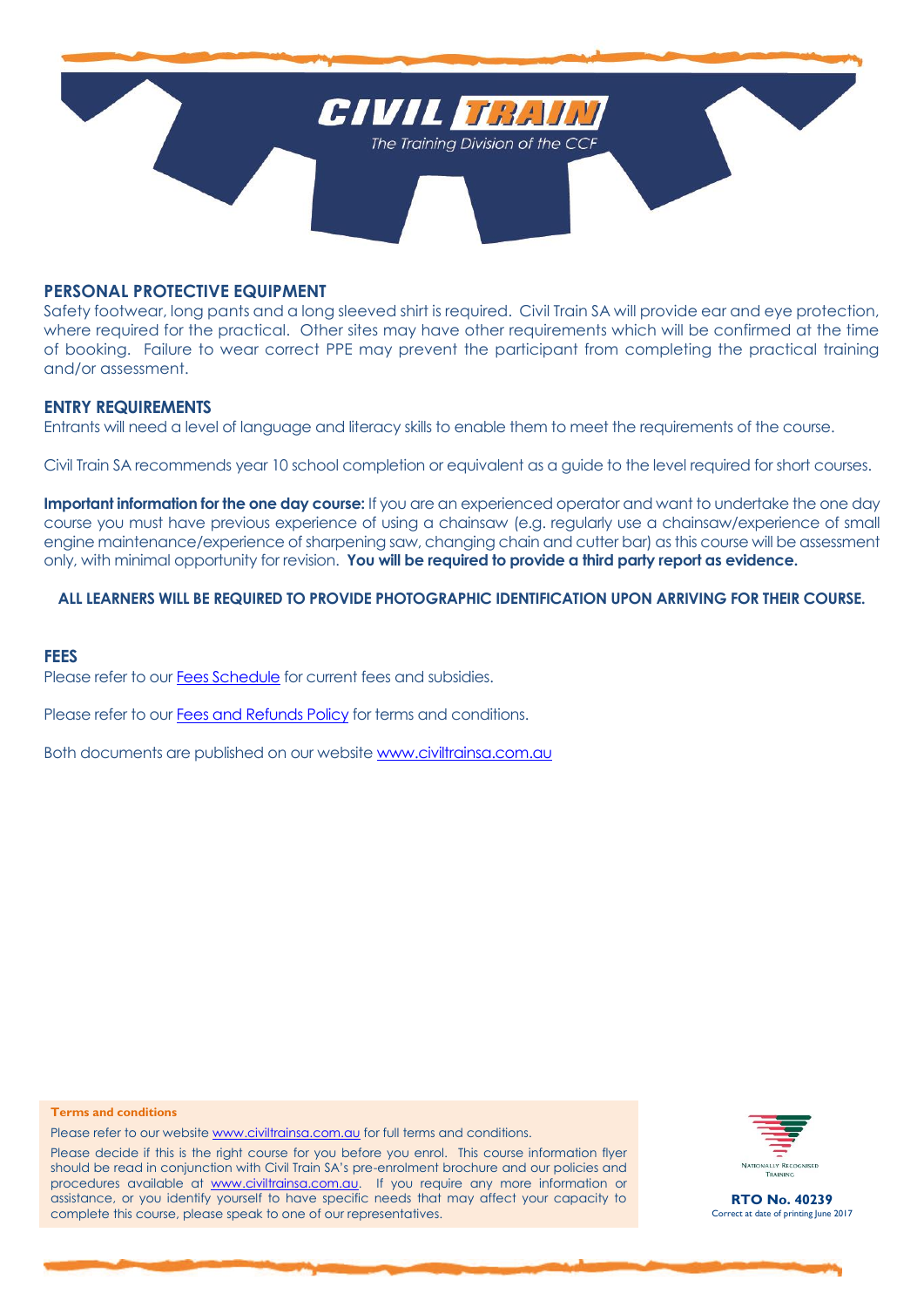CIVIL TRAIN

The Training Division of the CCF

## PERSONAL PROTECTIVE EQUIPMENT

Safety footwear, long pants and a long sleeved shirt is required. Civil Train SA will provide ear and eye protection, where required for the practical. Other sites may have other requirements which will be confirmed at the time of booking. Failure to wear correct PPE may prevent the participant from completing the practical training and/or assessment.

## ENTRY REQUIREMENTS

Entrants will need a level of language and literacy skills to enable them to meet the requirements of the course.

Civil Train SA recommends year 10 school completion or equivalent as a guide to the level required for short courses.

**Important information for the one day course:** If you are an experienced operator and want to undertake the one day course you must have previous experience of using a chainsaw (e.g. regularly use a chainsaw/experience of small engine maintenance/experience of sharpening saw, changing chain and cutter bar) as this course will be assessment only, with minimal opportunity for revision. **You will be required to provide a third party report as evidence.**

**ALL LEARNERS WILL BE REQUIRED TO PROVIDE PHOTOGRAPHIC IDENTIFICATION UPON ARRIVING FOR THEIR COURSE.**

## FEES

Please refer to our Fees Schedule for current fees and subsidies.

Please refer to our Fees and Refunds Policy for terms and conditions.

Both documents are published on our website www.civiltrainsa.com.au

**Terms and conditions**

Please refer to our website www.civiltrainsa.com.au for full terms and conditions.

Please decide if this is the right course for you before you enrol. This course information flyer should be read in conjunction with Civil Train SA's pre-enrolment brochure and our policies and procedures available at www.civiltrainsa.com.au. If you require any more information or assistance, or you identify yourself to have specific needs that may affect your capacity to complete this course, please speak to one of our representatives.

Nationally Recognised Training

**RTO No. 40239**

Correct at date of printing June 2017